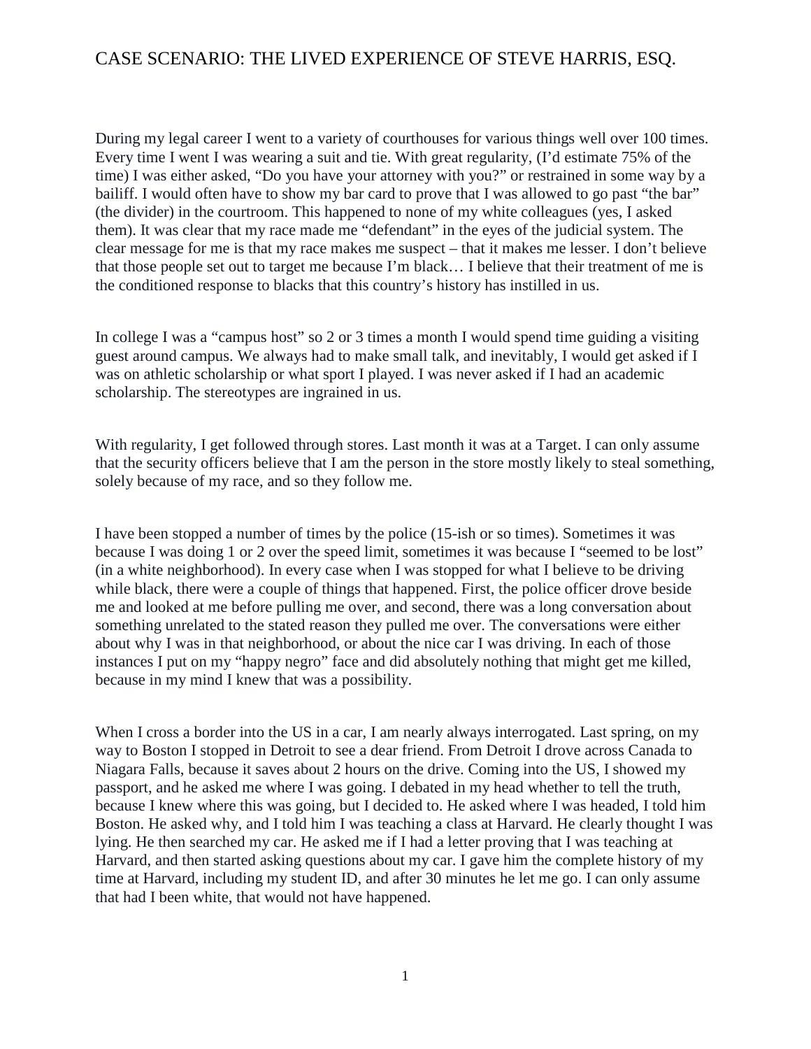# CASE SCENARIO: THE LIVED EXPERIENCE OF STEVE HARRIS, ESQ.

During my legal career I went to a variety of courthouses for various things well over 100 times. Every time I went I was wearing a suit and tie. With great regularity, (I'd estimate 75% of the time) I was either asked, "Do you have your attorney with you?" or restrained in some way by a bailiff. I would often have to show my bar card to prove that I was allowed to go past "the bar" (the divider) in the courtroom. This happened to none of my white colleagues (yes, I asked them). It was clear that my race made me "defendant" in the eyes of the judicial system. The clear message for me is that my race makes me suspect – that it makes me lesser. I don't believe that those people set out to target me because I'm black… I believe that their treatment of me is the conditioned response to blacks that this country's history has instilled in us.

In college I was a "campus host" so 2 or 3 times a month I would spend time guiding a visiting guest around campus. We always had to make small talk, and inevitably, I would get asked if I was on athletic scholarship or what sport I played. I was never asked if I had an academic scholarship. The stereotypes are ingrained in us.

With regularity, I get followed through stores. Last month it was at a Target. I can only assume that the security officers believe that I am the person in the store mostly likely to steal something, solely because of my race, and so they follow me.

I have been stopped a number of times by the police (15-ish or so times). Sometimes it was because I was doing 1 or 2 over the speed limit, sometimes it was because I "seemed to be lost" (in a white neighborhood). In every case when I was stopped for what I believe to be driving while black, there were a couple of things that happened. First, the police officer drove beside me and looked at me before pulling me over, and second, there was a long conversation about something unrelated to the stated reason they pulled me over. The conversations were either about why I was in that neighborhood, or about the nice car I was driving. In each of those instances I put on my "happy negro" face and did absolutely nothing that might get me killed, because in my mind I knew that was a possibility.

When I cross a border into the US in a car, I am nearly always interrogated. Last spring, on my way to Boston I stopped in Detroit to see a dear friend. From Detroit I drove across Canada to Niagara Falls, because it saves about 2 hours on the drive. Coming into the US, I showed my passport, and he asked me where I was going. I debated in my head whether to tell the truth, because I knew where this was going, but I decided to. He asked where I was headed, I told him Boston. He asked why, and I told him I was teaching a class at Harvard. He clearly thought I was lying. He then searched my car. He asked me if I had a letter proving that I was teaching at Harvard, and then started asking questions about my car. I gave him the complete history of my time at Harvard, including my student ID, and after 30 minutes he let me go. I can only assume that had I been white, that would not have happened.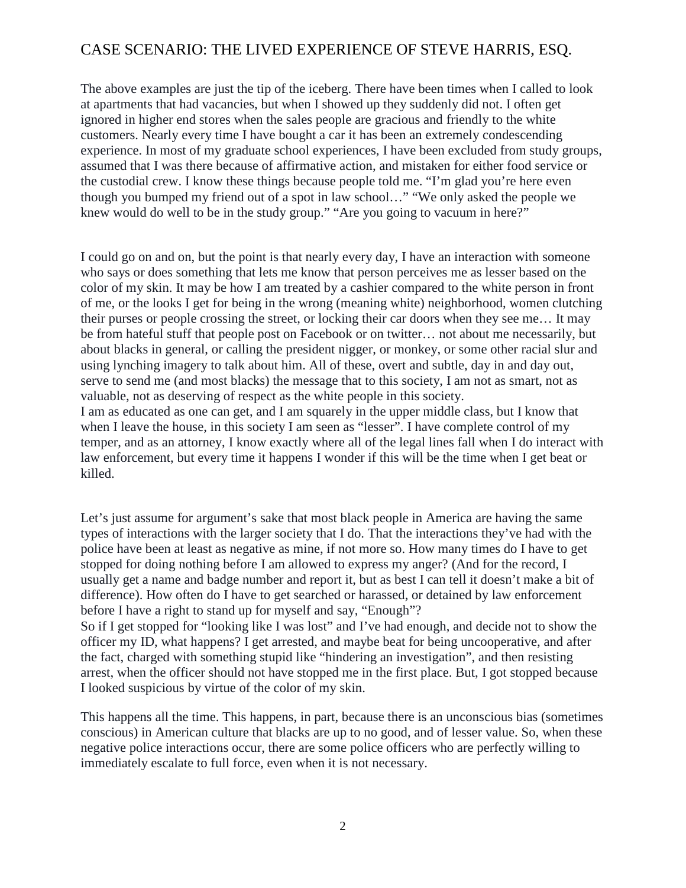# CASE SCENARIO: THE LIVED EXPERIENCE OF STEVE HARRIS, ESQ.

The above examples are just the tip of the iceberg. There have been times when I called to look at apartments that had vacancies, but when I showed up they suddenly did not. I often get ignored in higher end stores when the sales people are gracious and friendly to the white customers. Nearly every time I have bought a car it has been an extremely condescending experience. In most of my graduate school experiences, I have been excluded from study groups, assumed that I was there because of affirmative action, and mistaken for either food service or the custodial crew. I know these things because people told me. "I'm glad you're here even though you bumped my friend out of a spot in law school…" "We only asked the people we knew would do well to be in the study group." "Are you going to vacuum in here?"

I could go on and on, but the point is that nearly every day, I have an interaction with someone who says or does something that lets me know that person perceives me as lesser based on the color of my skin. It may be how I am treated by a cashier compared to the white person in front of me, or the looks I get for being in the wrong (meaning white) neighborhood, women clutching their purses or people crossing the street, or locking their car doors when they see me… It may be from hateful stuff that people post on Facebook or on twitter… not about me necessarily, but about blacks in general, or calling the president nigger, or monkey, or some other racial slur and using lynching imagery to talk about him. All of these, overt and subtle, day in and day out, serve to send me (and most blacks) the message that to this society, I am not as smart, not as valuable, not as deserving of respect as the white people in this society.

I am as educated as one can get, and I am squarely in the upper middle class, but I know that when I leave the house, in this society I am seen as "lesser". I have complete control of my temper, and as an attorney, I know exactly where all of the legal lines fall when I do interact with law enforcement, but every time it happens I wonder if this will be the time when I get beat or killed.

Let's just assume for argument's sake that most black people in America are having the same types of interactions with the larger society that I do. That the interactions they've had with the police have been at least as negative as mine, if not more so. How many times do I have to get stopped for doing nothing before I am allowed to express my anger? (And for the record, I usually get a name and badge number and report it, but as best I can tell it doesn't make a bit of difference). How often do I have to get searched or harassed, or detained by law enforcement before I have a right to stand up for myself and say, "Enough"?

So if I get stopped for "looking like I was lost" and I've had enough, and decide not to show the officer my ID, what happens? I get arrested, and maybe beat for being uncooperative, and after the fact, charged with something stupid like "hindering an investigation", and then resisting arrest, when the officer should not have stopped me in the first place. But, I got stopped because I looked suspicious by virtue of the color of my skin.

This happens all the time. This happens, in part, because there is an unconscious bias (sometimes conscious) in American culture that blacks are up to no good, and of lesser value. So, when these negative police interactions occur, there are some police officers who are perfectly willing to immediately escalate to full force, even when it is not necessary.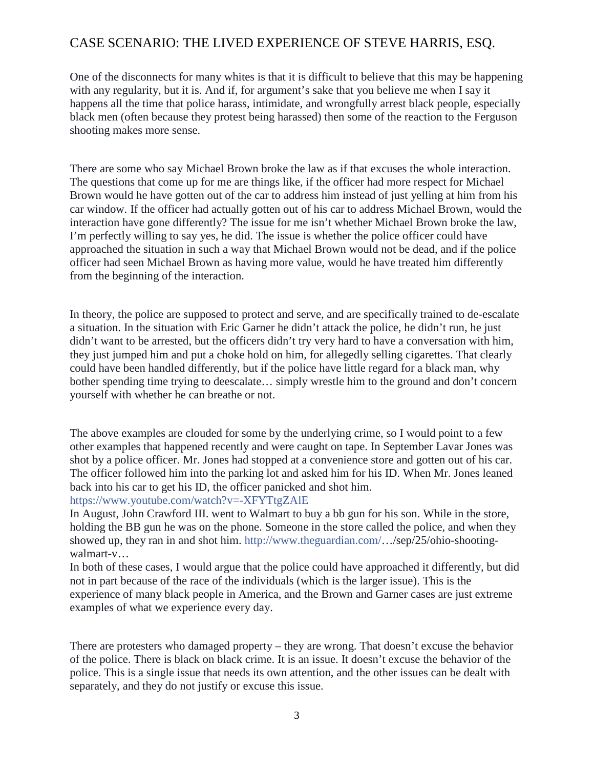# CASE SCENARIO: THE LIVED EXPERIENCE OF STEVE HARRIS, ESQ.

One of the disconnects for many whites is that it is difficult to believe that this may be happening with any regularity, but it is. And if, for argument's sake that you believe me when I say it happens all the time that police harass, intimidate, and wrongfully arrest black people, especially black men (often because they protest being harassed) then some of the reaction to the Ferguson shooting makes more sense.

There are some who say Michael Brown broke the law as if that excuses the whole interaction. The questions that come up for me are things like, if the officer had more respect for Michael Brown would he have gotten out of the car to address him instead of just yelling at him from his car window. If the officer had actually gotten out of his car to address Michael Brown, would the interaction have gone differently? The issue for me isn't whether Michael Brown broke the law, I'm perfectly willing to say yes, he did. The issue is whether the police officer could have approached the situation in such a way that Michael Brown would not be dead, and if the police officer had seen Michael Brown as having more value, would he have treated him differently from the beginning of the interaction.

In theory, the police are supposed to protect and serve, and are specifically trained to de-escalate a situation. In the situation with Eric Garner he didn't attack the police, he didn't run, he just didn't want to be arrested, but the officers didn't try very hard to have a conversation with him, they just jumped him and put a choke hold on him, for allegedly selling cigarettes. That clearly could have been handled differently, but if the police have little regard for a black man, why bother spending time trying to deescalate… simply wrestle him to the ground and don't concern yourself with whether he can breathe or not.

The above examples are clouded for some by the underlying crime, so I would point to a few other examples that happened recently and were caught on tape. In September Lavar Jones was shot by a police officer. Mr. Jones had stopped at a convenience store and gotten out of his car. The officer followed him into the parking lot and asked him for his ID. When Mr. Jones leaned back into his car to get his ID, the officer panicked and shot him.
https://www.youtube.com/watch?v=-XFYTtgZAlE
In August, John Crawford III. went to Walmart to buy a bb gun for his son. While in the store, holding the BB gun he was on the phone. Someone in the store called the police, and when they showed up, they ran in and shot him. http://www.theguardian.com/…/sep/25/ohio-shooting-walmart-v…
In both of these cases, I would argue that the police could have approached it differently, but did not in part because of the race of the individuals (which is the larger issue). This is the experience of many black people in America, and the Brown and Garner cases are just extreme examples of what we experience every day.

There are protesters who damaged property – they are wrong. That doesn't excuse the behavior of the police. There is black on black crime. It is an issue. It doesn't excuse the behavior of the police. This is a single issue that needs its own attention, and the other issues can be dealt with separately, and they do not justify or excuse this issue.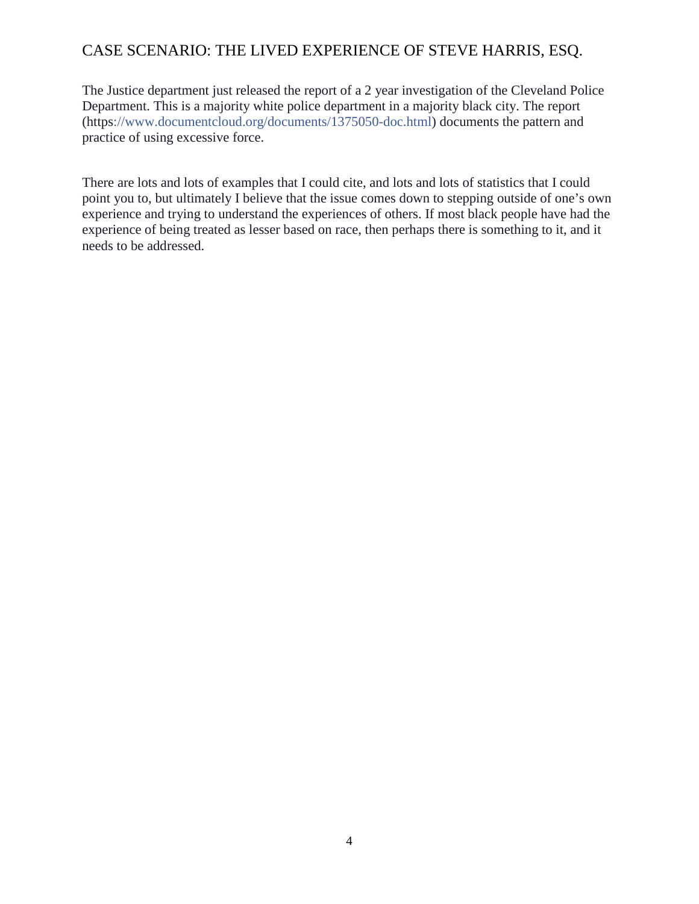## CASE SCENARIO: THE LIVED EXPERIENCE OF STEVE HARRIS, ESQ.

The Justice department just released the report of a 2 year investigation of the Cleveland Police Department. This is a majority white police department in a majority black city. The report (https://www.documentcloud.org/documents/1375050-doc.html) documents the pattern and practice of using excessive force.

There are lots and lots of examples that I could cite, and lots and lots of statistics that I could point you to, but ultimately I believe that the issue comes down to stepping outside of one's own experience and trying to understand the experiences of others. If most black people have had the experience of being treated as lesser based on race, then perhaps there is something to it, and it needs to be addressed.